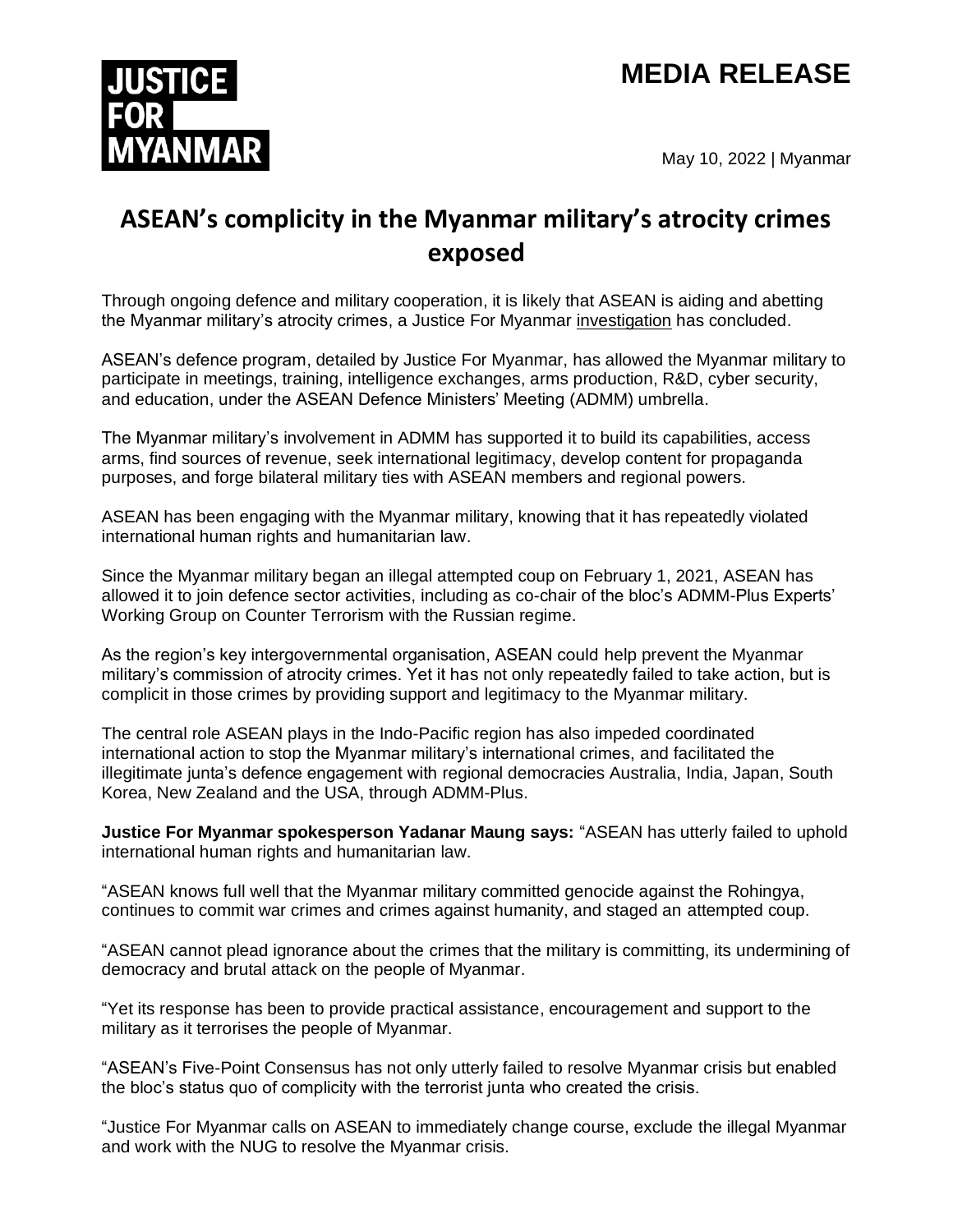**JUSTICE FOR MYANMAR**

# MEDIA RELEASE

May 10, 2022 | Myanmar

## ASEAN's complicity in the Myanmar military's atrocity crimes exposed

Through ongoing defence and military cooperation, it is likely that ASEAN is aiding and abetting the Myanmar military's atrocity crimes, a Justice For Myanmar investigation has concluded.

ASEAN's defence program, detailed by Justice For Myanmar, has allowed the Myanmar military to participate in meetings, training, intelligence exchanges, arms production, R&D, cyber security, and education, under the ASEAN Defence Ministers' Meeting (ADMM) umbrella.

The Myanmar military's involvement in ADMM has supported it to build its capabilities, access arms, find sources of revenue, seek international legitimacy, develop content for propaganda purposes, and forge bilateral military ties with ASEAN members and regional powers.

ASEAN has been engaging with the Myanmar military, knowing that it has repeatedly violated international human rights and humanitarian law.

Since the Myanmar military began an illegal attempted coup on February 1, 2021, ASEAN has allowed it to join defence sector activities, including as co-chair of the bloc's ADMM-Plus Experts' Working Group on Counter Terrorism with the Russian regime.

As the region's key intergovernmental organisation, ASEAN could help prevent the Myanmar military's commission of atrocity crimes. Yet it has not only repeatedly failed to take action, but is complicit in those crimes by providing support and legitimacy to the Myanmar military.

The central role ASEAN plays in the Indo-Pacific region has also impeded coordinated international action to stop the Myanmar military's international crimes, and facilitated the illegitimate junta's defence engagement with regional democracies Australia, India, Japan, South Korea, New Zealand and the USA, through ADMM-Plus.

**Justice For Myanmar spokesperson Yadanar Maung says:** "ASEAN has utterly failed to uphold international human rights and humanitarian law.

"ASEAN knows full well that the Myanmar military committed genocide against the Rohingya, continues to commit war crimes and crimes against humanity, and staged an attempted coup.

"ASEAN cannot plead ignorance about the crimes that the military is committing, its undermining of democracy and brutal attack on the people of Myanmar.

"Yet its response has been to provide practical assistance, encouragement and support to the military as it terrorises the people of Myanmar.

"ASEAN's Five-Point Consensus has not only utterly failed to resolve Myanmar crisis but enabled the bloc's status quo of complicity with the terrorist junta who created the crisis.

"Justice For Myanmar calls on ASEAN to immediately change course, exclude the illegal Myanmar and work with the NUG to resolve the Myanmar crisis.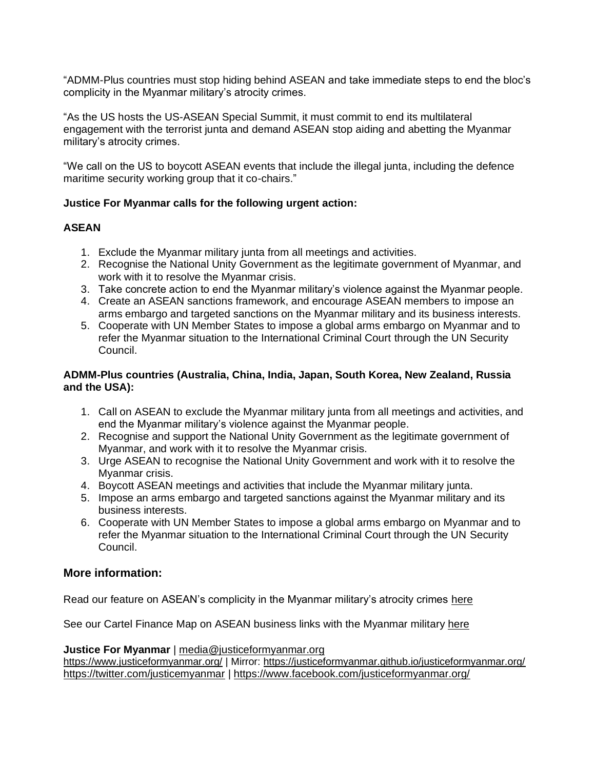"ADMM-Plus countries must stop hiding behind ASEAN and take immediate steps to end the bloc's complicity in the Myanmar military's atrocity crimes.

"As the US hosts the US-ASEAN Special Summit, it must commit to end its multilateral engagement with the terrorist junta and demand ASEAN stop aiding and abetting the Myanmar military's atrocity crimes.

"We call on the US to boycott ASEAN events that include the illegal junta, including the defence maritime security working group that it co-chairs."

**Justice For Myanmar calls for the following urgent action:**

**ASEAN**

1. Exclude the Myanmar military junta from all meetings and activities.
2. Recognise the National Unity Government as the legitimate government of Myanmar, and work with it to resolve the Myanmar crisis.
3. Take concrete action to end the Myanmar military's violence against the Myanmar people.
4. Create an ASEAN sanctions framework, and encourage ASEAN members to impose an arms embargo and targeted sanctions on the Myanmar military and its business interests.
5. Cooperate with UN Member States to impose a global arms embargo on Myanmar and to refer the Myanmar situation to the International Criminal Court through the UN Security Council.

**ADMM-Plus countries (Australia, China, India, Japan, South Korea, New Zealand, Russia and the USA):**

1. Call on ASEAN to exclude the Myanmar military junta from all meetings and activities, and end the Myanmar military's violence against the Myanmar people.
2. Recognise and support the National Unity Government as the legitimate government of Myanmar, and work with it to resolve the Myanmar crisis.
3. Urge ASEAN to recognise the National Unity Government and work with it to resolve the Myanmar crisis.
4. Boycott ASEAN meetings and activities that include the Myanmar military junta.
5. Impose an arms embargo and targeted sanctions against the Myanmar military and its business interests.
6. Cooperate with UN Member States to impose a global arms embargo on Myanmar and to refer the Myanmar situation to the International Criminal Court through the UN Security Council.

## More information:

Read our feature on ASEAN's complicity in the Myanmar military's atrocity crimes here

See our Cartel Finance Map on ASEAN business links with the Myanmar military here

**Justice For Myanmar** | media@justiceformyanmar.org
https://www.justiceformyanmar.org/ | Mirror: https://justiceformyanmar.github.io/justiceformyanmar.org/
https://twitter.com/justicemyanmar | https://www.facebook.com/justiceformyanmar.org/